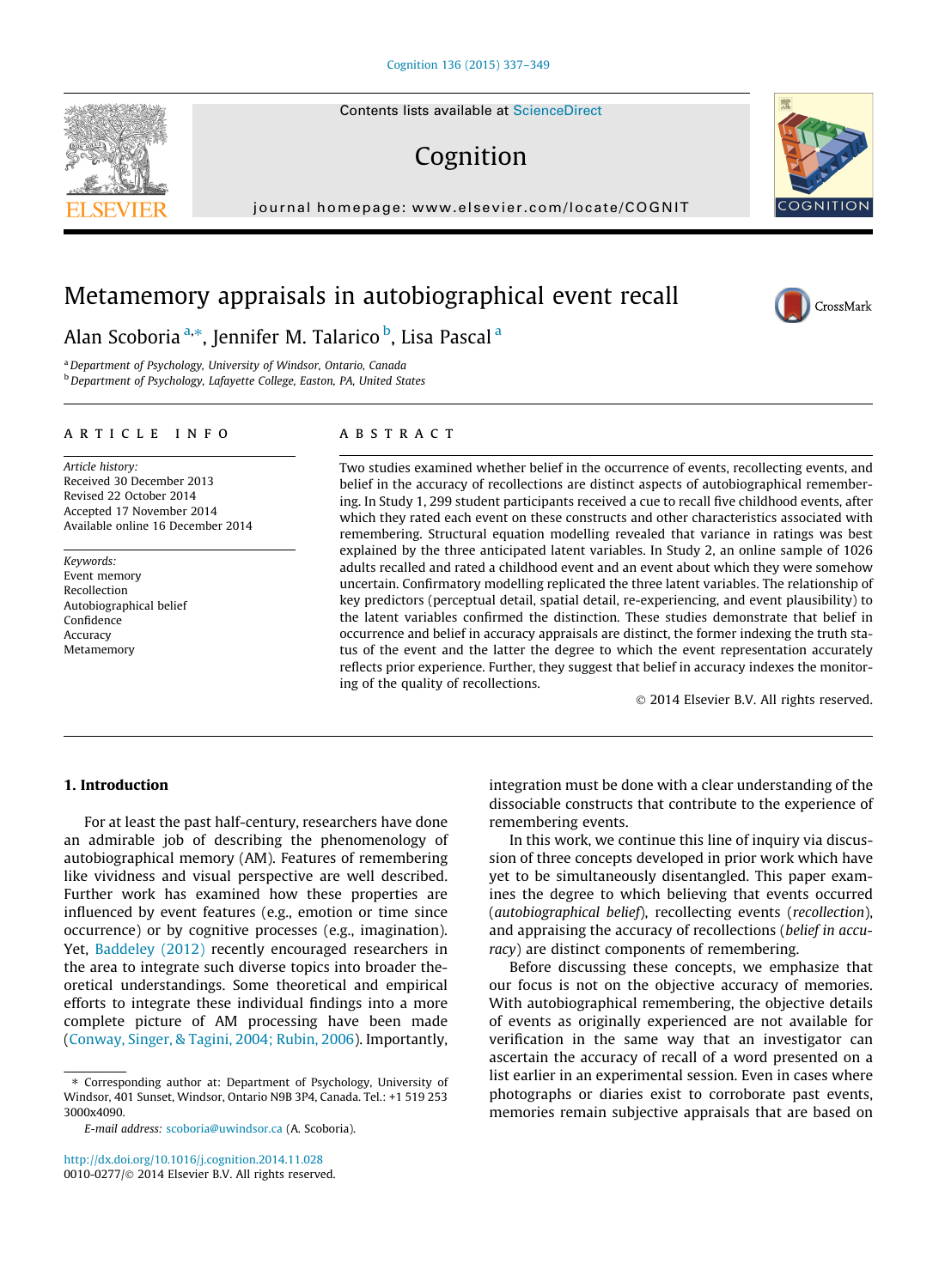# Metamemory appraisals in autobiographical event recall

Alan Scoboria [a,*], Jennifer M. Talarico [b], Lisa Pascal [a]

[a] Department of Psychology, University of Windsor, Ontario, Canada
[b] Department of Psychology, Lafayette College, Easton, PA, United States

## ARTICLE INFO

*Article history:*
Received 30 December 2013
Revised 22 October 2014
Accepted 17 November 2014
Available online 16 December 2014

*Keywords:*
Event memory
Recollection
Autobiographical belief
Confidence
Accuracy
Metamemory

## ABSTRACT

Two studies examined whether belief in the occurrence of events, recollecting events, and belief in the accuracy of recollections are distinct aspects of autobiographical remembering. In Study 1, 299 student participants received a cue to recall five childhood events, after which they rated each event on these constructs and other characteristics associated with remembering. Structural equation modelling revealed that variance in ratings was best explained by the three anticipated latent variables. In Study 2, an online sample of 1026 adults recalled and rated a childhood event and an event about which they were somehow uncertain. Confirmatory modelling replicated the three latent variables. The relationship of key predictors (perceptual detail, spatial detail, re-experiencing, and event plausibility) to the latent variables confirmed the distinction. These studies demonstrate that belief in occurrence and belief in accuracy appraisals are distinct, the former indexing the truth status of the event and the latter the degree to which the event representation accurately reflects prior experience. Further, they suggest that belief in accuracy indexes the monitoring of the quality of recollections.

© 2014 Elsevier B.V. All rights reserved.

## 1. Introduction

For at least the past half-century, researchers have done an admirable job of describing the phenomenology of autobiographical memory (AM). Features of remembering like vividness and visual perspective are well described. Further work has examined how these properties are influenced by event features (e.g., emotion or time since occurrence) or by cognitive processes (e.g., imagination). Yet, Baddeley (2012) recently encouraged researchers in the area to integrate such diverse topics into broader theoretical understandings. Some theoretical and empirical efforts to integrate these individual findings into a more complete picture of AM processing have been made (Conway, Singer, & Tagini, 2004; Rubin, 2006). Importantly, integration must be done with a clear understanding of the dissociable constructs that contribute to the experience of remembering events.

In this work, we continue this line of inquiry via discussion of three concepts developed in prior work which have yet to be simultaneously disentangled. This paper examines the degree to which believing that events occurred (*autobiographical belief*), recollecting events (*recollection*), and appraising the accuracy of recollections (*belief in accuracy*) are distinct components of remembering.

Before discussing these concepts, we emphasize that our focus is not on the objective accuracy of memories. With autobiographical remembering, the objective details of events as originally experienced are not available for verification in the same way that an investigator can ascertain the accuracy of recall of a word presented on a list earlier in an experimental session. Even in cases where photographs or diaries exist to corroborate past events, memories remain subjective appraisals that are based on

* Corresponding author at: Department of Psychology, University of Windsor, 401 Sunset, Windsor, Ontario N9B 3P4, Canada. Tel.: +1 519 253 3000x4090.
E-mail address: scoboria@uwindsor.ca (A. Scoboria).

http://dx.doi.org/10.1016/j.cognition.2014.11.028
0010-0277/© 2014 Elsevier B.V. All rights reserved.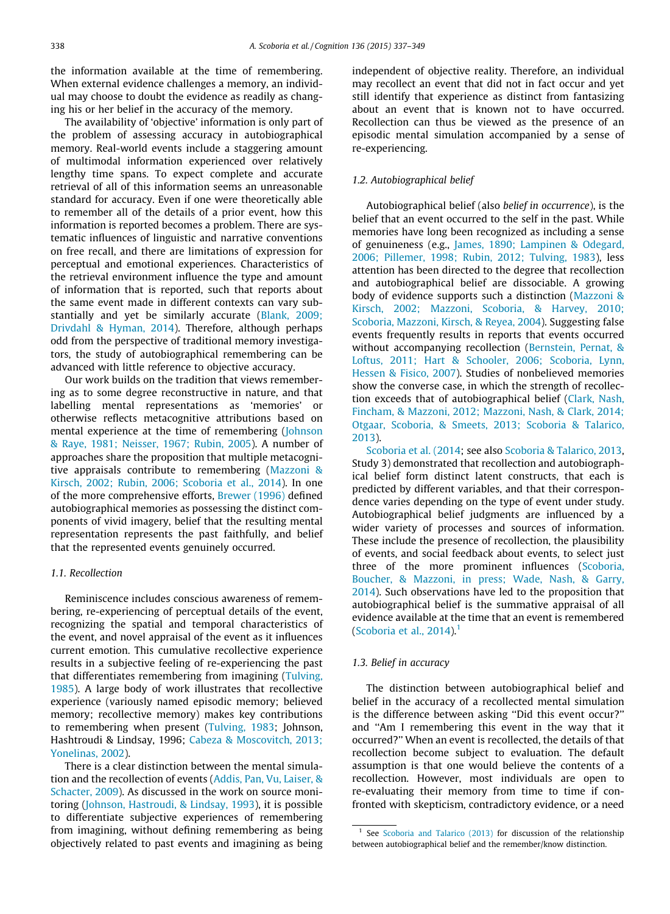the information available at the time of remembering. When external evidence challenges a memory, an individual may choose to doubt the evidence as readily as changing his or her belief in the accuracy of the memory.

The availability of 'objective' information is only part of the problem of assessing accuracy in autobiographical memory. Real-world events include a staggering amount of multimodal information experienced over relatively lengthy time spans. To expect complete and accurate retrieval of all of this information seems an unreasonable standard for accuracy. Even if one were theoretically able to remember all of the details of a prior event, how this information is reported becomes a problem. There are systematic influences of linguistic and narrative conventions on free recall, and there are limitations of expression for perceptual and emotional experiences. Characteristics of the retrieval environment influence the type and amount of information that is reported, such that reports about the same event made in different contexts can vary substantially and yet be similarly accurate (Blank, 2009; Drivdahl & Hyman, 2014). Therefore, although perhaps odd from the perspective of traditional memory investigators, the study of autobiographical remembering can be advanced with little reference to objective accuracy.

Our work builds on the tradition that views remembering as to some degree reconstructive in nature, and that labelling mental representations as 'memories' or otherwise reflects metacognitive attributions based on mental experience at the time of remembering (Johnson & Raye, 1981; Neisser, 1967; Rubin, 2005). A number of approaches share the proposition that multiple metacognitive appraisals contribute to remembering (Mazzoni & Kirsch, 2002; Rubin, 2006; Scoboria et al., 2014). In one of the more comprehensive efforts, Brewer (1996) defined autobiographical memories as possessing the distinct components of vivid imagery, belief that the resulting mental representation represents the past faithfully, and belief that the represented events genuinely occurred.

### 1.1. Recollection

Reminiscence includes conscious awareness of remembering, re-experiencing of perceptual details of the event, recognizing the spatial and temporal characteristics of the event, and novel appraisal of the event as it influences current emotion. This cumulative recollective experience results in a subjective feeling of re-experiencing the past that differentiates remembering from imagining (Tulving, 1985). A large body of work illustrates that recollective experience (variously named episodic memory; believed memory; recollective memory) makes key contributions to remembering when present (Tulving, 1983; Johnson, Hashtroudi & Lindsay, 1996; Cabeza & Moscovitch, 2013; Yonelinas, 2002).

There is a clear distinction between the mental simulation and the recollection of events (Addis, Pan, Vu, Laiser, & Schacter, 2009). As discussed in the work on source monitoring (Johnson, Hastroudi, & Lindsay, 1993), it is possible to differentiate subjective experiences of remembering from imagining, without defining remembering as being objectively related to past events and imagining as being independent of objective reality. Therefore, an individual may recollect an event that did not in fact occur and yet still identify that experience as distinct from fantasizing about an event that is known not to have occurred. Recollection can thus be viewed as the presence of an episodic mental simulation accompanied by a sense of re-experiencing.

### 1.2. Autobiographical belief

Autobiographical belief (also *belief in occurrence*), is the belief that an event occurred to the self in the past. While memories have long been recognized as including a sense of genuineness (e.g., James, 1890; Lampinen & Odegard, 2006; Pillemer, 1998; Rubin, 2012; Tulving, 1983), less attention has been directed to the degree that recollection and autobiographical belief are dissociable. A growing body of evidence supports such a distinction (Mazzoni & Kirsch, 2002; Mazzoni, Scoboria, & Harvey, 2010; Scoboria, Mazzoni, Kirsch, & Reyea, 2004). Suggesting false events frequently results in reports that events occurred without accompanying recollection (Bernstein, Pernat, & Loftus, 2011; Hart & Schooler, 2006; Scoboria, Lynn, Hessen & Fisico, 2007). Studies of nonbelieved memories show the converse case, in which the strength of recollection exceeds that of autobiographical belief (Clark, Nash, Fincham, & Mazzoni, 2012; Mazzoni, Nash, & Clark, 2014; Otgaar, Scoboria, & Smeets, 2013; Scoboria & Talarico, 2013).

Scoboria et al. (2014; see also Scoboria & Talarico, 2013, Study 3) demonstrated that recollection and autobiographical belief form distinct latent constructs, that each is predicted by different variables, and that their correspondence varies depending on the type of event under study. Autobiographical belief judgments are influenced by a wider variety of processes and sources of information. These include the presence of recollection, the plausibility of events, and social feedback about events, to select just three of the more prominent influences (Scoboria, Boucher, & Mazzoni, in press; Wade, Nash, & Garry, 2014). Such observations have led to the proposition that autobiographical belief is the summative appraisal of all evidence available at the time that an event is remembered (Scoboria et al., 2014).[1]

### 1.3. Belief in accuracy

The distinction between autobiographical belief and belief in the accuracy of a recollected mental simulation is the difference between asking "Did this event occur?" and "Am I remembering this event in the way that it occurred?" When an event is recollected, the details of that recollection become subject to evaluation. The default assumption is that one would believe the contents of a recollection. However, most individuals are open to re-evaluating their memory from time to time if confronted with skepticism, contradictory evidence, or a need

[1] See Scoboria and Talarico (2013) for discussion of the relationship between autobiographical belief and the remember/know distinction.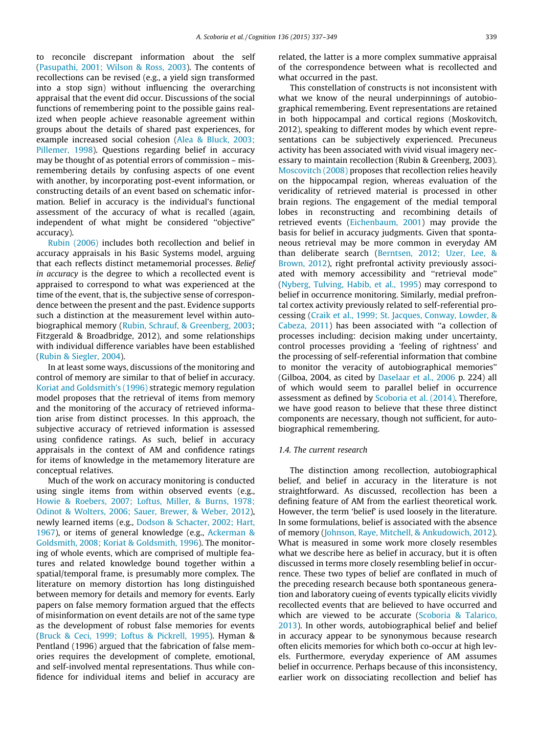to reconcile discrepant information about the self (Pasupathi, 2001; Wilson & Ross, 2003). The contents of recollections can be revised (e.g., a yield sign transformed into a stop sign) without influencing the overarching appraisal that the event did occur. Discussions of the social functions of remembering point to the possible gains realized when people achieve reasonable agreement within groups about the details of shared past experiences, for example increased social cohesion (Alea & Bluck, 2003; Pillemer, 1998). Questions regarding belief in accuracy may be thought of as potential errors of commission – misremembering details by confusing aspects of one event with another, by incorporating post-event information, or constructing details of an event based on schematic information. Belief in accuracy is the individual's functional assessment of the accuracy of what is recalled (again, independent of what might be considered "objective" accuracy).

Rubin (2006) includes both recollection and belief in accuracy appraisals in his Basic Systems model, arguing that each reflects distinct metamemorial processes. *Belief in accuracy* is the degree to which a recollected event is appraised to correspond to what was experienced at the time of the event, that is, the subjective sense of correspondence between the present and the past. Evidence supports such a distinction at the measurement level within autobiographical memory (Rubin, Schrauf, & Greenberg, 2003; Fitzgerald & Broadbridge, 2012), and some relationships with individual difference variables have been established (Rubin & Siegler, 2004).

In at least some ways, discussions of the monitoring and control of memory are similar to that of belief in accuracy. Koriat and Goldsmith's (1996) strategic memory regulation model proposes that the retrieval of items from memory and the monitoring of the accuracy of retrieved information arise from distinct processes. In this approach, the subjective accuracy of retrieved information is assessed using confidence ratings. As such, belief in accuracy appraisals in the context of AM and confidence ratings for items of knowledge in the metamemory literature are conceptual relatives.

Much of the work on accuracy monitoring is conducted using single items from within observed events (e.g., Howie & Roebers, 2007; Loftus, Miller, & Burns, 1978; Odinot & Wolters, 2006; Sauer, Brewer, & Weber, 2012), newly learned items (e.g., Dodson & Schacter, 2002; Hart, 1967), or items of general knowledge (e.g., Ackerman & Goldsmith, 2008; Koriat & Goldsmith, 1996). The monitoring of whole events, which are comprised of multiple features and related knowledge bound together within a spatial/temporal frame, is presumably more complex. The literature on memory distortion has long distinguished between memory for details and memory for events. Early papers on false memory formation argued that the effects of misinformation on event details are not of the same type as the development of robust false memories for events (Bruck & Ceci, 1999; Loftus & Pickrell, 1995). Hyman & Pentland (1996) argued that the fabrication of false memories requires the development of complete, emotional, and self-involved mental representations. Thus while confidence for individual items and belief in accuracy are related, the latter is a more complex summative appraisal of the correspondence between what is recollected and what occurred in the past.

This constellation of constructs is not inconsistent with what we know of the neural underpinnings of autobiographical remembering. Event representations are retained in both hippocampal and cortical regions (Moskovitch, 2012), speaking to different modes by which event representations can be subjectively experienced. Precuneus activity has been associated with vivid visual imagery necessary to maintain recollection (Rubin & Greenberg, 2003). Moscovitch (2008) proposes that recollection relies heavily on the hippocampal region, whereas evaluation of the veridicality of retrieved material is processed in other brain regions. The engagement of the medial temporal lobes in reconstructing and recombining details of retrieved events (Eichenbaum, 2001) may provide the basis for belief in accuracy judgments. Given that spontaneous retrieval may be more common in everyday AM than deliberate search (Berntsen, 2012; Uzer, Lee, & Brown, 2012), right prefrontal activity previously associated with memory accessibility and "retrieval mode" (Nyberg, Tulving, Habib, et al., 1995) may correspond to belief in occurrence monitoring. Similarly, medial prefrontal cortex activity previously related to self-referential processing (Craik et al., 1999; St. Jacques, Conway, Lowder, & Cabeza, 2011) has been associated with "a collection of processes including: decision making under uncertainty, control processes providing a 'feeling of rightness' and the processing of self-referential information that combine to monitor the veracity of autobiographical memories" (Gilboa, 2004, as cited by Daselaar et al., 2006 p. 224) all of which would seem to parallel belief in occurrence assessment as defined by Scoboria et al. (2014). Therefore, we have good reason to believe that these three distinct components are necessary, though not sufficient, for autobiographical remembering.

### 1.4. The current research

The distinction among recollection, autobiographical belief, and belief in accuracy in the literature is not straightforward. As discussed, recollection has been a defining feature of AM from the earliest theoretical work. However, the term 'belief' is used loosely in the literature. In some formulations, belief is associated with the absence of memory (Johnson, Raye, Mitchell, & Ankudowich, 2012). What is measured in some work more closely resembles what we describe here as belief in accuracy, but it is often discussed in terms more closely resembling belief in occurrence. These two types of belief are conflated in much of the preceding research because both spontaneous generation and laboratory cueing of events typically elicits vividly recollected events that are believed to have occurred and which are viewed to be accurate (Scoboria & Talarico, 2013). In other words, autobiographical belief and belief in accuracy appear to be synonymous because research often elicits memories for which both co-occur at high levels. Furthermore, everyday experience of AM assumes belief in occurrence. Perhaps because of this inconsistency, earlier work on dissociating recollection and belief has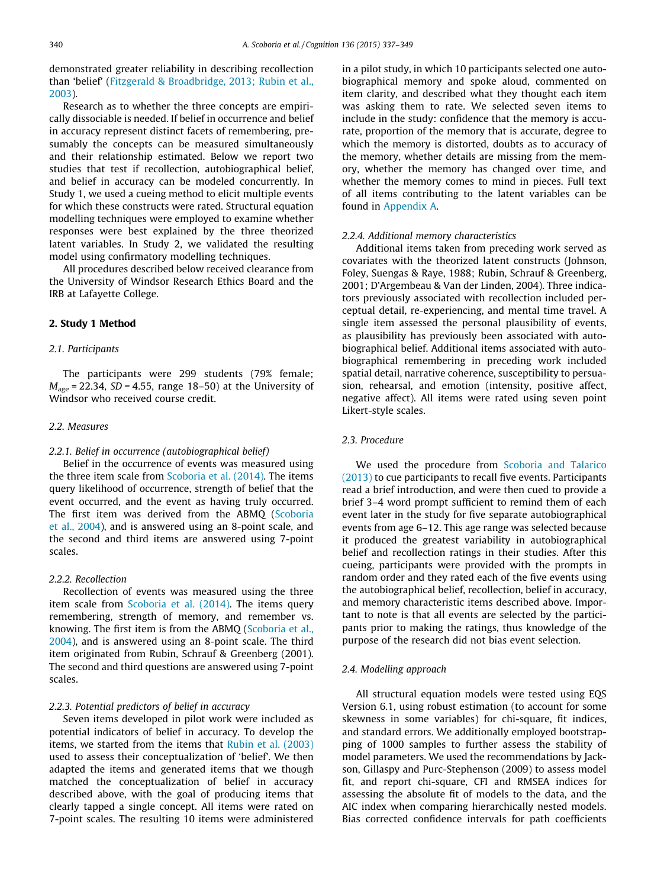demonstrated greater reliability in describing recollection than 'belief' (Fitzgerald & Broadbridge, 2013; Rubin et al., 2003).

Research as to whether the three concepts are empirically dissociable is needed. If belief in occurrence and belief in accuracy represent distinct facets of remembering, presumably the concepts can be measured simultaneously and their relationship estimated. Below we report two studies that test if recollection, autobiographical belief, and belief in accuracy can be modeled concurrently. In Study 1, we used a cueing method to elicit multiple events for which these constructs were rated. Structural equation modelling techniques were employed to examine whether responses were best explained by the three theorized latent variables. In Study 2, we validated the resulting model using confirmatory modelling techniques.

All procedures described below received clearance from the University of Windsor Research Ethics Board and the IRB at Lafayette College.

## 2. Study 1 Method

### 2.1. Participants

The participants were 299 students (79% female; $M_{age}$ = 22.34, *SD* = 4.55, range 18–50) at the University of Windsor who received course credit.

### 2.2. Measures

#### 2.2.1. Belief in occurrence (autobiographical belief)

Belief in the occurrence of events was measured using the three item scale from Scoboria et al. (2014). The items query likelihood of occurrence, strength of belief that the event occurred, and the event as having truly occurred. The first item was derived from the ABMQ (Scoboria et al., 2004), and is answered using an 8-point scale, and the second and third items are answered using 7-point scales.

#### 2.2.2. Recollection

Recollection of events was measured using the three item scale from Scoboria et al. (2014). The items query remembering, strength of memory, and remember vs. knowing. The first item is from the ABMQ (Scoboria et al., 2004), and is answered using an 8-point scale. The third item originated from Rubin, Schrauf & Greenberg (2001). The second and third questions are answered using 7-point scales.

#### 2.2.3. Potential predictors of belief in accuracy

Seven items developed in pilot work were included as potential indicators of belief in accuracy. To develop the items, we started from the items that Rubin et al. (2003) used to assess their conceptualization of 'belief'. We then adapted the items and generated items that we though matched the conceptualization of belief in accuracy described above, with the goal of producing items that clearly tapped a single concept. All items were rated on 7-point scales. The resulting 10 items were administered in a pilot study, in which 10 participants selected one autobiographical memory and spoke aloud, commented on item clarity, and described what they thought each item was asking them to rate. We selected seven items to include in the study: confidence that the memory is accurate, proportion of the memory that is accurate, degree to which the memory is distorted, doubts as to accuracy of the memory, whether details are missing from the memory, whether the memory has changed over time, and whether the memory comes to mind in pieces. Full text of all items contributing to the latent variables can be found in Appendix A.

#### 2.2.4. Additional memory characteristics

Additional items taken from preceding work served as covariates with the theorized latent constructs (Johnson, Foley, Suengas & Raye, 1988; Rubin, Schrauf & Greenberg, 2001; D'Argembeau & Van der Linden, 2004). Three indicators previously associated with recollection included perceptual detail, re-experiencing, and mental time travel. A single item assessed the personal plausibility of events, as plausibility has previously been associated with autobiographical belief. Additional items associated with autobiographical remembering in preceding work included spatial detail, narrative coherence, susceptibility to persuasion, rehearsal, and emotion (intensity, positive affect, negative affect). All items were rated using seven point Likert-style scales.

### 2.3. Procedure

We used the procedure from Scoboria and Talarico (2013) to cue participants to recall five events. Participants read a brief introduction, and were then cued to provide a brief 3–4 word prompt sufficient to remind them of each event later in the study for five separate autobiographical events from age 6–12. This age range was selected because it produced the greatest variability in autobiographical belief and recollection ratings in their studies. After this cueing, participants were provided with the prompts in random order and they rated each of the five events using the autobiographical belief, recollection, belief in accuracy, and memory characteristic items described above. Important to note is that all events are selected by the participants prior to making the ratings, thus knowledge of the purpose of the research did not bias event selection.

### 2.4. Modelling approach

All structural equation models were tested using EQS Version 6.1, using robust estimation (to account for some skewness in some variables) for chi-square, fit indices, and standard errors. We additionally employed bootstrapping of 1000 samples to further assess the stability of model parameters. We used the recommendations by Jackson, Gillaspy and Purc-Stephenson (2009) to assess model fit, and report chi-square, CFI and RMSEA indices for assessing the absolute fit of models to the data, and the AIC index when comparing hierarchically nested models. Bias corrected confidence intervals for path coefficients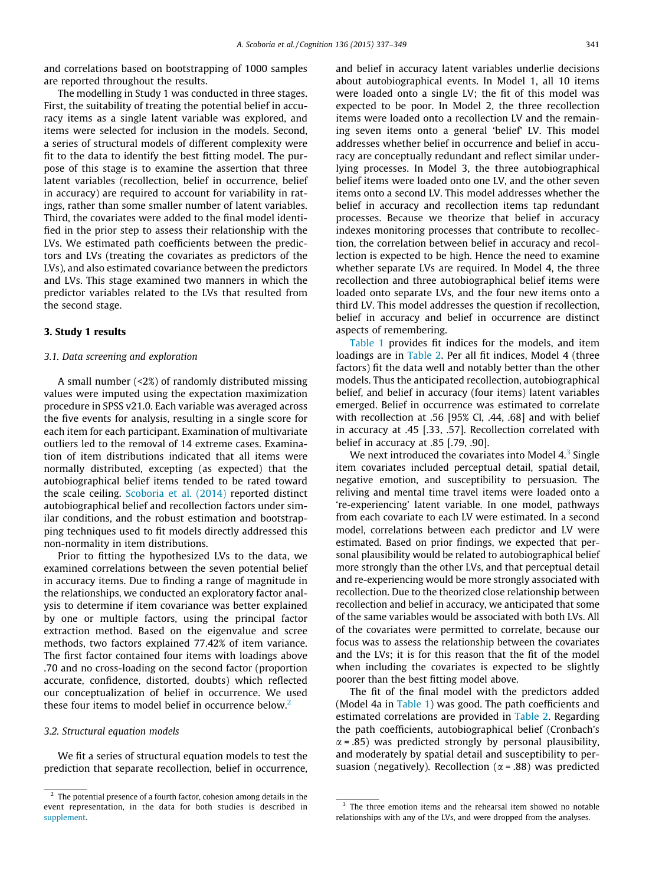and correlations based on bootstrapping of 1000 samples are reported throughout the results.

The modelling in Study 1 was conducted in three stages. First, the suitability of treating the potential belief in accuracy items as a single latent variable was explored, and items were selected for inclusion in the models. Second, a series of structural models of different complexity were fit to the data to identify the best fitting model. The purpose of this stage is to examine the assertion that three latent variables (recollection, belief in occurrence, belief in accuracy) are required to account for variability in ratings, rather than some smaller number of latent variables. Third, the covariates were added to the final model identified in the prior step to assess their relationship with the LVs. We estimated path coefficients between the predictors and LVs (treating the covariates as predictors of the LVs), and also estimated covariance between the predictors and LVs. This stage examined two manners in which the predictor variables related to the LVs that resulted from the second stage.

## 3. Study 1 results

### 3.1. Data screening and exploration

A small number (<2%) of randomly distributed missing values were imputed using the expectation maximization procedure in SPSS v21.0. Each variable was averaged across the five events for analysis, resulting in a single score for each item for each participant. Examination of multivariate outliers led to the removal of 14 extreme cases. Examination of item distributions indicated that all items were normally distributed, excepting (as expected) that the autobiographical belief items tended to be rated toward the scale ceiling. Scoboria et al. (2014) reported distinct autobiographical belief and recollection factors under similar conditions, and the robust estimation and bootstrapping techniques used to fit models directly addressed this non-normality in item distributions.

Prior to fitting the hypothesized LVs to the data, we examined correlations between the seven potential belief in accuracy items. Due to finding a range of magnitude in the relationships, we conducted an exploratory factor analysis to determine if item covariance was better explained by one or multiple factors, using the principal factor extraction method. Based on the eigenvalue and scree methods, two factors explained 77.42% of item variance. The first factor contained four items with loadings above .70 and no cross-loading on the second factor (proportion accurate, confidence, distorted, doubts) which reflected our conceptualization of belief in occurrence. We used these four items to model belief in occurrence below.[2]

### 3.2. Structural equation models

We fit a series of structural equation models to test the prediction that separate recollection, belief in occurrence, and belief in accuracy latent variables underlie decisions about autobiographical events. In Model 1, all 10 items were loaded onto a single LV; the fit of this model was expected to be poor. In Model 2, the three recollection items were loaded onto a recollection LV and the remaining seven items onto a general 'belief' LV. This model addresses whether belief in occurrence and belief in accuracy are conceptually redundant and reflect similar underlying processes. In Model 3, the three autobiographical belief items were loaded onto one LV, and the other seven items onto a second LV. This model addresses whether the belief in accuracy and recollection items tap redundant processes. Because we theorize that belief in accuracy indexes monitoring processes that contribute to recollection, the correlation between belief in accuracy and recollection is expected to be high. Hence the need to examine whether separate LVs are required. In Model 4, the three recollection and three autobiographical belief items were loaded onto separate LVs, and the four new items onto a third LV. This model addresses the question if recollection, belief in accuracy and belief in occurrence are distinct aspects of remembering.

Table 1 provides fit indices for the models, and item loadings are in Table 2. Per all fit indices, Model 4 (three factors) fit the data well and notably better than the other models. Thus the anticipated recollection, autobiographical belief, and belief in accuracy (four items) latent variables emerged. Belief in occurrence was estimated to correlate with recollection at .56 [95% CI, .44, .68] and with belief in accuracy at .45 [.33, .57]. Recollection correlated with belief in accuracy at .85 [.79, .90].

We next introduced the covariates into Model 4.[3] Single item covariates included perceptual detail, spatial detail, negative emotion, and susceptibility to persuasion. The reliving and mental time travel items were loaded onto a 're-experiencing' latent variable. In one model, pathways from each covariate to each LV were estimated. In a second model, correlations between each predictor and LV were estimated. Based on prior findings, we expected that personal plausibility would be related to autobiographical belief more strongly than the other LVs, and that perceptual detail and re-experiencing would be more strongly associated with recollection. Due to the theorized close relationship between recollection and belief in accuracy, we anticipated that some of the same variables would be associated with both LVs. All of the covariates were permitted to correlate, because our focus was to assess the relationship between the covariates and the LVs; it is for this reason that the fit of the model when including the covariates is expected to be slightly poorer than the best fitting model above.

The fit of the final model with the predictors added (Model 4a in Table 1) was good. The path coefficients and estimated correlations are provided in Table 2. Regarding the path coefficients, autobiographical belief (Cronbach's $\alpha = .85$) was predicted strongly by personal plausibility, and moderately by spatial detail and susceptibility to persuasion (negatively). Recollection ($\alpha = .88$) was predicted

[2] The potential presence of a fourth factor, cohesion among details in the event representation, in the data for both studies is described in supplement.

[3] The three emotion items and the rehearsal item showed no notable relationships with any of the LVs, and were dropped from the analyses.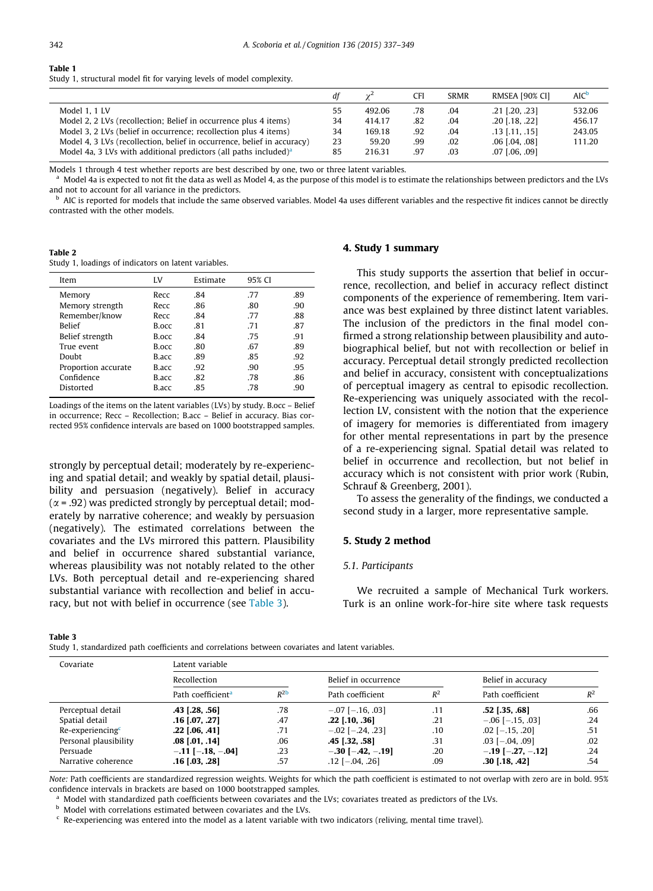**Table 1**
Study 1, structural model fit for varying levels of model complexity.

| | df | $\chi^2$ | CFI | SRMR | RMSEA [90% CI] | AIC[b] |
|---|---|---|---|---|---|---|
| Model 1, 1 LV | 55 | 492.06 | .78 | .04 | .21 [.20, .23] | 532.06 |
| Model 2, 2 LVs (recollection; Belief in occurrence plus 4 items) | 34 | 414.17 | .82 | .04 | .20 [.18, .22] | 456.17 |
| Model 3, 2 LVs (belief in occurrence; recollection plus 4 items) | 34 | 169.18 | .92 | .04 | .13 [.11, .15] | 243.05 |
| Model 4, 3 LVs (recollection, belief in occurrence, belief in accuracy) | 23 | 59.20 | .99 | .02 | .06 [.04, .08] | 111.20 |
| Model 4a, 3 LVs with additional predictors (all paths included)[a] | 85 | 216.31 | .97 | .03 | .07 [.06, .09] | |

Models 1 through 4 test whether reports are best described by one, two or three latent variables.

[a] Model 4a is expected to not fit the data as well as Model 4, as the purpose of this model is to estimate the relationships between predictors and the LVs and not to account for all variance in the predictors.

[b] AIC is reported for models that include the same observed variables. Model 4a uses different variables and the respective fit indices cannot be directly contrasted with the other models.

**Table 2**
Study 1, loadings of indicators on latent variables.

| Item | LV | Estimate | 95% CI | |
|---|---|---|---|---|
| Memory | Recc | .84 | .77 | .89 |
| Memory strength | Recc | .86 | .80 | .90 |
| Remember/know | Recc | .84 | .77 | .88 |
| Belief | B.occ | .81 | .71 | .87 |
| Belief strength | B.occ | .84 | .75 | .91 |
| True event | B.occ | .80 | .67 | .89 |
| Doubt | B.acc | .89 | .85 | .92 |
| Proportion accurate | B.acc | .92 | .90 | .95 |
| Confidence | B.acc | .82 | .78 | .86 |
| Distorted | B.acc | .85 | .78 | .90 |

Loadings of the items on the latent variables (LVs) by study. B.occ – Belief in occurrence; Recc – Recollection; B.acc – Belief in accuracy. Bias corrected 95% confidence intervals are based on 1000 bootstrapped samples.

strongly by perceptual detail; moderately by re-experiencing and spatial detail; and weakly by spatial detail, plausibility and persuasion (negatively). Belief in accuracy ($\alpha$ = .92) was predicted strongly by perceptual detail; moderately by narrative coherence; and weakly by persuasion (negatively). The estimated correlations between the covariates and the LVs mirrored this pattern. Plausibility and belief in occurrence shared substantial variance, whereas plausibility was not notably related to the other LVs. Both perceptual detail and re-experiencing shared substantial variance with recollection and belief in accuracy, but not with belief in occurrence (see Table 3).

## 4. Study 1 summary

This study supports the assertion that belief in occurrence, recollection, and belief in accuracy reflect distinct components of the experience of remembering. Item variance was best explained by three distinct latent variables. The inclusion of the predictors in the final model confirmed a strong relationship between plausibility and autobiographical belief, but not with recollection or belief in accuracy. Perceptual detail strongly predicted recollection and belief in accuracy, consistent with conceptualizations of perceptual imagery as central to episodic recollection. Re-experiencing was uniquely associated with the recollection LV, consistent with the notion that the experience of imagery for memories is differentiated from imagery for other mental representations in part by the presence of a re-experiencing signal. Spatial detail was related to belief in occurrence and recollection, but not belief in accuracy which is not consistent with prior work (Rubin, Schrauf & Greenberg, 2001).

To assess the generality of the findings, we conducted a second study in a larger, more representative sample.

## 5. Study 2 method

### 5.1. Participants

We recruited a sample of Mechanical Turk workers. Turk is an online work-for-hire site where task requests

**Table 3**
Study 1, standardized path coefficients and correlations between covariates and latent variables.

| Covariate | Latent variable | | | | | |
|---|---|---|---|---|---|---|
| | Recollection | | Belief in occurrence | | Belief in accuracy | |
| | Path coefficient[a] | $R^2$[b] | Path coefficient | $R^2$ | Path coefficient | $R^2$ |
| Perceptual detail | **.43 [.28, .56]** | .78 | −.07 [−.16, .03] | .11 | **.52 [.35, .68]** | .66 |
| Spatial detail | **.16 [.07, .27]** | .47 | **.22 [.10, .36]** | .21 | −.06 [−.15, .03] | .24 |
| Re-experiencing[c] | **.22 [.06, .41]** | .71 | −.02 [−.24, .23] | .10 | .02 [−.15, .20] | .51 |
| Personal plausibility | **.08 [.01, .14]** | .06 | **.45 [.32, .58]** | .31 | .03 [−.04, .09] | .02 |
| Persuade | **−.11 [−.18, −.04]** | .23 | **−.30 [−.42, −.19]** | .20 | **−.19 [−.27, −.12]** | .24 |
| Narrative coherence | **.16 [.03, .28]** | .57 | .12 [−.04, .26] | .09 | **.30 [.18, .42]** | .54 |

*Note:* Path coefficients are standardized regression weights. Weights for which the path coefficient is estimated to not overlap with zero are in bold. 95% confidence intervals in brackets are based on 1000 bootstrapped samples.

[a] Model with standardized path coefficients between covariates and the LVs; covariates treated as predictors of the LVs.

[b] Model with correlations estimated between covariates and the LVs.

[c] Re-experiencing was entered into the model as a latent variable with two indicators (reliving, mental time travel).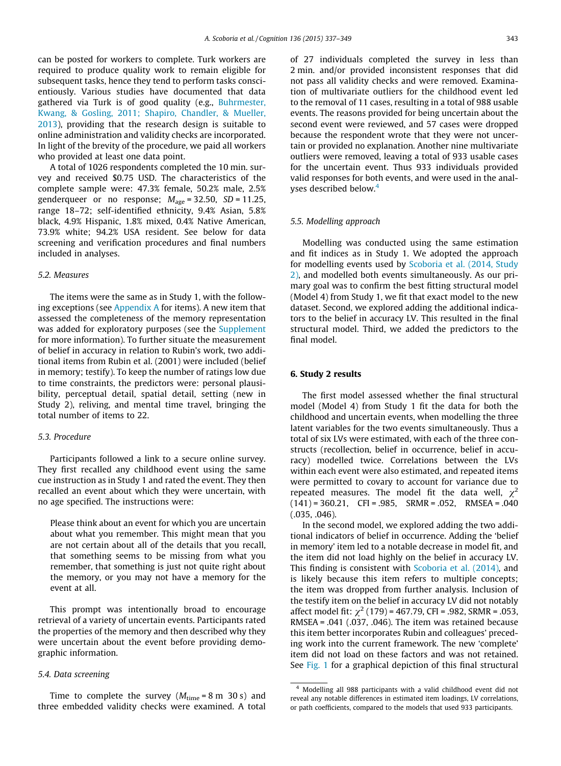can be posted for workers to complete. Turk workers are required to produce quality work to remain eligible for subsequent tasks, hence they tend to perform tasks conscientiously. Various studies have documented that data gathered via Turk is of good quality (e.g., Buhrmester, Kwang, & Gosling, 2011; Shapiro, Chandler, & Mueller, 2013), providing that the research design is suitable to online administration and validity checks are incorporated. In light of the brevity of the procedure, we paid all workers who provided at least one data point.

A total of 1026 respondents completed the 10 min. survey and received \$0.75 USD. The characteristics of the complete sample were: 47.3% female, 50.2% male, 2.5% genderqueer or no response; $M_{age} = 32.50$, $SD = 11.25$, range 18–72; self-identified ethnicity, 9.4% Asian, 5.8% black, 4.9% Hispanic, 1.8% mixed, 0.4% Native American, 73.9% white; 94.2% USA resident. See below for data screening and verification procedures and final numbers included in analyses.

### 5.2. Measures

The items were the same as in Study 1, with the following exceptions (see Appendix A for items). A new item that assessed the completeness of the memory representation was added for exploratory purposes (see the Supplement for more information). To further situate the measurement of belief in accuracy in relation to Rubin's work, two additional items from Rubin et al. (2001) were included (belief in memory; testify). To keep the number of ratings low due to time constraints, the predictors were: personal plausibility, perceptual detail, spatial detail, setting (new in Study 2), reliving, and mental time travel, bringing the total number of items to 22.

### 5.3. Procedure

Participants followed a link to a secure online survey. They first recalled any childhood event using the same cue instruction as in Study 1 and rated the event. They then recalled an event about which they were uncertain, with no age specified. The instructions were:

> Please think about an event for which you are uncertain about what you remember. This might mean that you are not certain about all of the details that you recall, that something seems to be missing from what you remember, that something is just not quite right about the memory, or you may not have a memory for the event at all.

This prompt was intentionally broad to encourage retrieval of a variety of uncertain events. Participants rated the properties of the memory and then described why they were uncertain about the event before providing demographic information.

### 5.4. Data screening

Time to complete the survey ($M_{time}$ = 8 m 30 s) and three embedded validity checks were examined. A total of 27 individuals completed the survey in less than 2 min. and/or provided inconsistent responses that did not pass all validity checks and were removed. Examination of multivariate outliers for the childhood event led to the removal of 11 cases, resulting in a total of 988 usable events. The reasons provided for being uncertain about the second event were reviewed, and 57 cases were dropped because the respondent wrote that they were not uncertain or provided no explanation. Another nine multivariate outliers were removed, leaving a total of 933 usable cases for the uncertain event. Thus 933 individuals provided valid responses for both events, and were used in the analyses described below.[4]

### 5.5. Modelling approach

Modelling was conducted using the same estimation and fit indices as in Study 1. We adopted the approach for modelling events used by Scoboria et al. (2014, Study 2), and modelled both events simultaneously. As our primary goal was to confirm the best fitting structural model (Model 4) from Study 1, we fit that exact model to the new dataset. Second, we explored adding the additional indicators to the belief in accuracy LV. This resulted in the final structural model. Third, we added the predictors to the final model.

## 6. Study 2 results

The first model assessed whether the final structural model (Model 4) from Study 1 fit the data for both the childhood and uncertain events, when modelling the three latent variables for the two events simultaneously. Thus a total of six LVs were estimated, with each of the three constructs (recollection, belief in occurrence, belief in accuracy) modelled twice. Correlations between the LVs within each event were also estimated, and repeated items were permitted to covary to account for variance due to repeated measures. The model fit the data well, $\chi^2(141) = 360.21$, CFI = .985, SRMR = .052, RMSEA = .040 (.035, .046).

In the second model, we explored adding the two additional indicators of belief in occurrence. Adding the 'belief in memory' item led to a notable decrease in model fit, and the item did not load highly on the belief in accuracy LV. This finding is consistent with Scoboria et al. (2014), and is likely because this item refers to multiple concepts; the item was dropped from further analysis. Inclusion of the testify item on the belief in accuracy LV did not notably affect model fit: $\chi^2(179) = 467.79$, CFI = .982, SRMR = .053, RMSEA = .041 (.037, .046). The item was retained because this item better incorporates Rubin and colleagues' preceding work into the current framework. The new 'complete' item did not load on these factors and was not retained. See Fig. 1 for a graphical depiction of this final structural

[4] Modelling all 988 participants with a valid childhood event did not reveal any notable differences in estimated item loadings, LV correlations, or path coefficients, compared to the models that used 933 participants.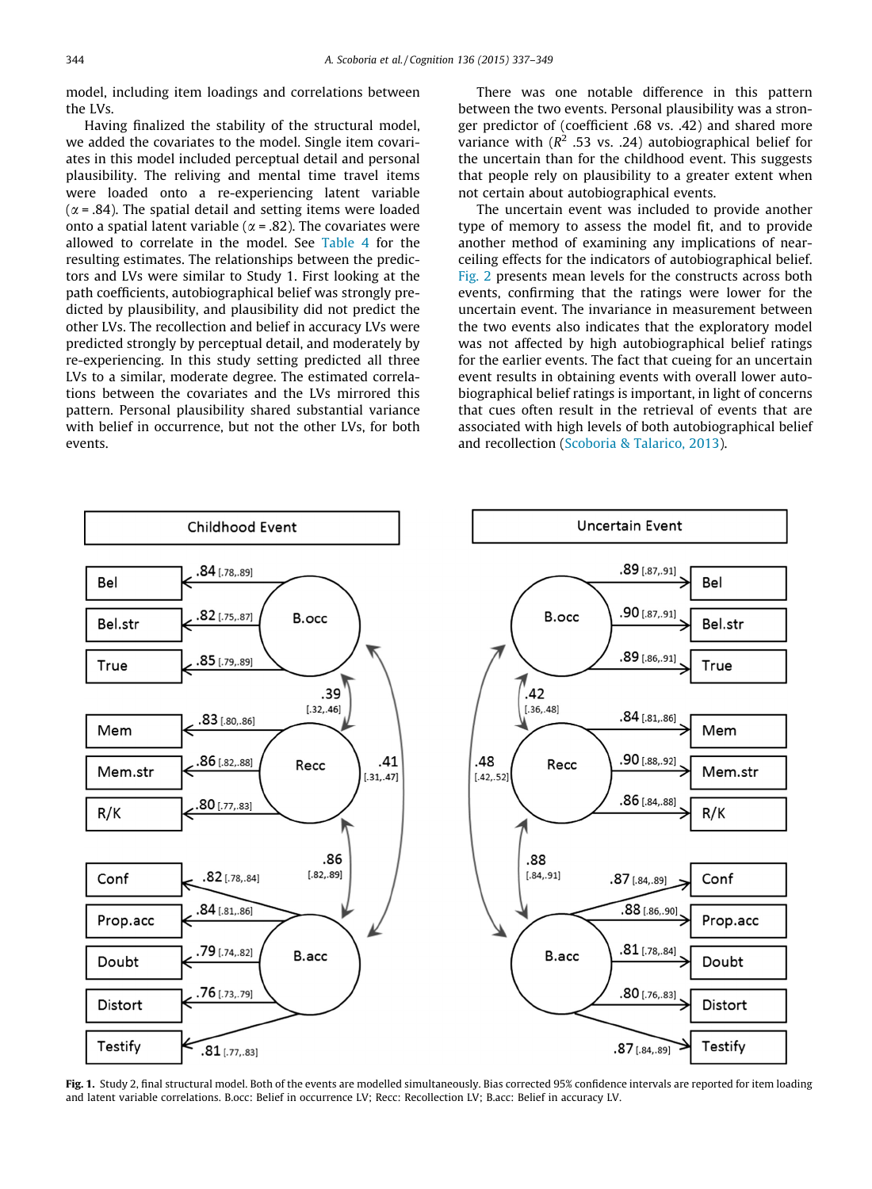model, including item loadings and correlations between the LVs.

Having finalized the stability of the structural model, we added the covariates to the model. Single item covariates in this model included perceptual detail and personal plausibility. The reliving and mental time travel items were loaded onto a re-experiencing latent variable ($\alpha = .84$). The spatial detail and setting items were loaded onto a spatial latent variable ($\alpha = .82$). The covariates were allowed to correlate in the model. See Table 4 for the resulting estimates. The relationships between the predictors and LVs were similar to Study 1. First looking at the path coefficients, autobiographical belief was strongly predicted by plausibility, and plausibility did not predict the other LVs. The recollection and belief in accuracy LVs were predicted strongly by perceptual detail, and moderately by re-experiencing. In this study setting predicted all three LVs to a similar, moderate degree. The estimated correlations between the covariates and the LVs mirrored this pattern. Personal plausibility shared substantial variance with belief in occurrence, but not the other LVs, for both events.

There was one notable difference in this pattern between the two events. Personal plausibility was a stronger predictor of (coefficient .68 vs. .42) and shared more variance with ($R^2$ .53 vs. .24) autobiographical belief for the uncertain than for the childhood event. This suggests that people rely on plausibility to a greater extent when not certain about autobiographical events.

The uncertain event was included to provide another type of memory to assess the model fit, and to provide another method of examining any implications of near-ceiling effects for the indicators of autobiographical belief. Fig. 2 presents mean levels for the constructs across both events, confirming that the ratings were lower for the uncertain event. The invariance in measurement between the two events also indicates that the exploratory model was not affected by high autobiographical belief ratings for the earlier events. The fact that cueing for an uncertain event results in obtaining events with overall lower autobiographical belief ratings is important, in light of concerns that cues often result in the retrieval of events that are associated with high levels of both autobiographical belief and recollection (Scoboria & Talarico, 2013).

**Fig. 1.** Study 2, final structural model. Both of the events are modelled simultaneously. Bias corrected 95% confidence intervals are reported for item loading and latent variable correlations. B.occ: Belief in occurrence LV; Recc: Recollection LV; B.acc: Belief in accuracy LV.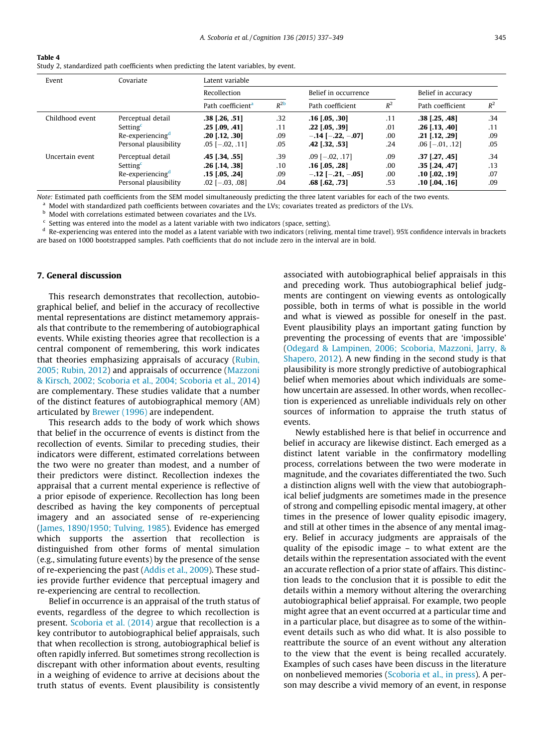**Table 4**
Study 2, standardized path coefficients when predicting the latent variables, by event.

| Event | Covariate | Latent variable | | | | | |
|---|---|---|---|---|---|---|---|
| | | Recollection | | Belief in occurrence | | Belief in accuracy | |
| | | Path coefficient[a] | $R^{2b}$ | Path coefficient | $R^2$ | Path coefficient | $R^2$ |
| Childhood event | Perceptual detail | **.38 [.26, .51]** | .32 | **.16 [.05, .30]** | .11 | **.38 [.25, .48]** | .34 |
| | Setting[c] | **.25 [.09, .41]** | .11 | **.22 [.05, .39]** | .01 | **.26 [.13, .40]** | .11 |
| | Re-experiencing[d] | **.20 [.12, .30]** | .09 | **−.14 [−.22, −.07]** | .00 | **.21 [.12, .29]** | .09 |
| | Personal plausibility | .05 [−.02, .11] | .05 | **.42 [.32, .53]** | .24 | .06 [−.01, .12] | .05 |
| Uncertain event | Perceptual detail | **.45 [.34, .55]** | .39 | .09 [−.02, .17] | .09 | **.37 [.27, .45]** | .34 |
| | Setting[c] | **.26 [.14, .38]** | .10 | **.16 [.05, .28]** | .00 | **.35 [.24, .47]** | .13 |
| | Re-experiencing[d] | **.15 [.05, .24]** | .09 | **−.12 [−.21, −.05]** | .00 | **.10 [.02, .19]** | .07 |
| | Personal plausibility | .02 [−.03, .08] | .04 | **.68 [.62, .73]** | .53 | **.10 [.04, .16]** | .09 |

*Note:* Estimated path coefficients from the SEM model simultaneously predicting the three latent variables for each of the two events.
[a] Model with standardized path coefficients between covariates and the LVs; covariates treated as predictors of the LVs.
[b] Model with correlations estimated between covariates and the LVs.
[c] Setting was entered into the model as a latent variable with two indicators (space, setting).
[d] Re-experiencing was entered into the model as a latent variable with two indicators (reliving, mental time travel). 95% confidence intervals in brackets are based on 1000 bootstrapped samples. Path coefficients that do not include zero in the interval are in bold.

## 7. General discussion

This research demonstrates that recollection, autobiographical belief, and belief in the accuracy of recollective mental representations are distinct metamemory appraisals that contribute to the remembering of autobiographical events. While existing theories agree that recollection is a central component of remembering, this work indicates that theories emphasizing appraisals of accuracy (Rubin, 2005; Rubin, 2012) and appraisals of occurrence (Mazzoni & Kirsch, 2002; Scoboria et al., 2004; Scoboria et al., 2014) are complementary. These studies validate that a number of the distinct features of autobiographical memory (AM) articulated by Brewer (1996) are independent.

This research adds to the body of work which shows that belief in the occurrence of events is distinct from the recollection of events. Similar to preceding studies, their indicators were different, estimated correlations between the two were no greater than modest, and a number of their predictors were distinct. Recollection indexes the appraisal that a current mental experience is reflective of a prior episode of experience. Recollection has long been described as having the key components of perceptual imagery and an associated sense of re-experiencing (James, 1890/1950; Tulving, 1985). Evidence has emerged which supports the assertion that recollection is distinguished from other forms of mental simulation (e.g., simulating future events) by the presence of the sense of re-experiencing the past (Addis et al., 2009). These studies provide further evidence that perceptual imagery and re-experiencing are central to recollection.

Belief in occurrence is an appraisal of the truth status of events, regardless of the degree to which recollection is present. Scoboria et al. (2014) argue that recollection is a key contributor to autobiographical belief appraisals, such that when recollection is strong, autobiographical belief is often rapidly inferred. But sometimes strong recollection is discrepant with other information about events, resulting in a weighing of evidence to arrive at decisions about the truth status of events. Event plausibility is consistently associated with autobiographical belief appraisals in this and preceding work. Thus autobiographical belief judgments are contingent on viewing events as ontologically possible, both in terms of what is possible in the world and what is viewed as possible for oneself in the past. Event plausibility plays an important gating function by preventing the processing of events that are 'impossible' (Odegard & Lampinen, 2006; Scoboria, Mazzoni, Jarry, & Shapero, 2012). A new finding in the second study is that plausibility is more strongly predictive of autobiographical belief when memories about which individuals are somehow uncertain are assessed. In other words, when recollection is experienced as unreliable individuals rely on other sources of information to appraise the truth status of events.

Newly established here is that belief in occurrence and belief in accuracy are likewise distinct. Each emerged as a distinct latent variable in the confirmatory modelling process, correlations between the two were moderate in magnitude, and the covariates differentiated the two. Such a distinction aligns well with the view that autobiographical belief judgments are sometimes made in the presence of strong and compelling episodic mental imagery, at other times in the presence of lower quality episodic imagery, and still at other times in the absence of any mental imagery. Belief in accuracy judgments are appraisals of the quality of the episodic image – to what extent are the details within the representation associated with the event an accurate reflection of a prior state of affairs. This distinction leads to the conclusion that it is possible to edit the details within a memory without altering the overarching autobiographical belief appraisal. For example, two people might agree that an event occurred at a particular time and in a particular place, but disagree as to some of the within-event details such as who did what. It is also possible to reattribute the source of an event without any alteration to the view that the event is being recalled accurately. Examples of such cases have been discuss in the literature on nonbelieved memories (Scoboria et al., in press). A person may describe a vivid memory of an event, in response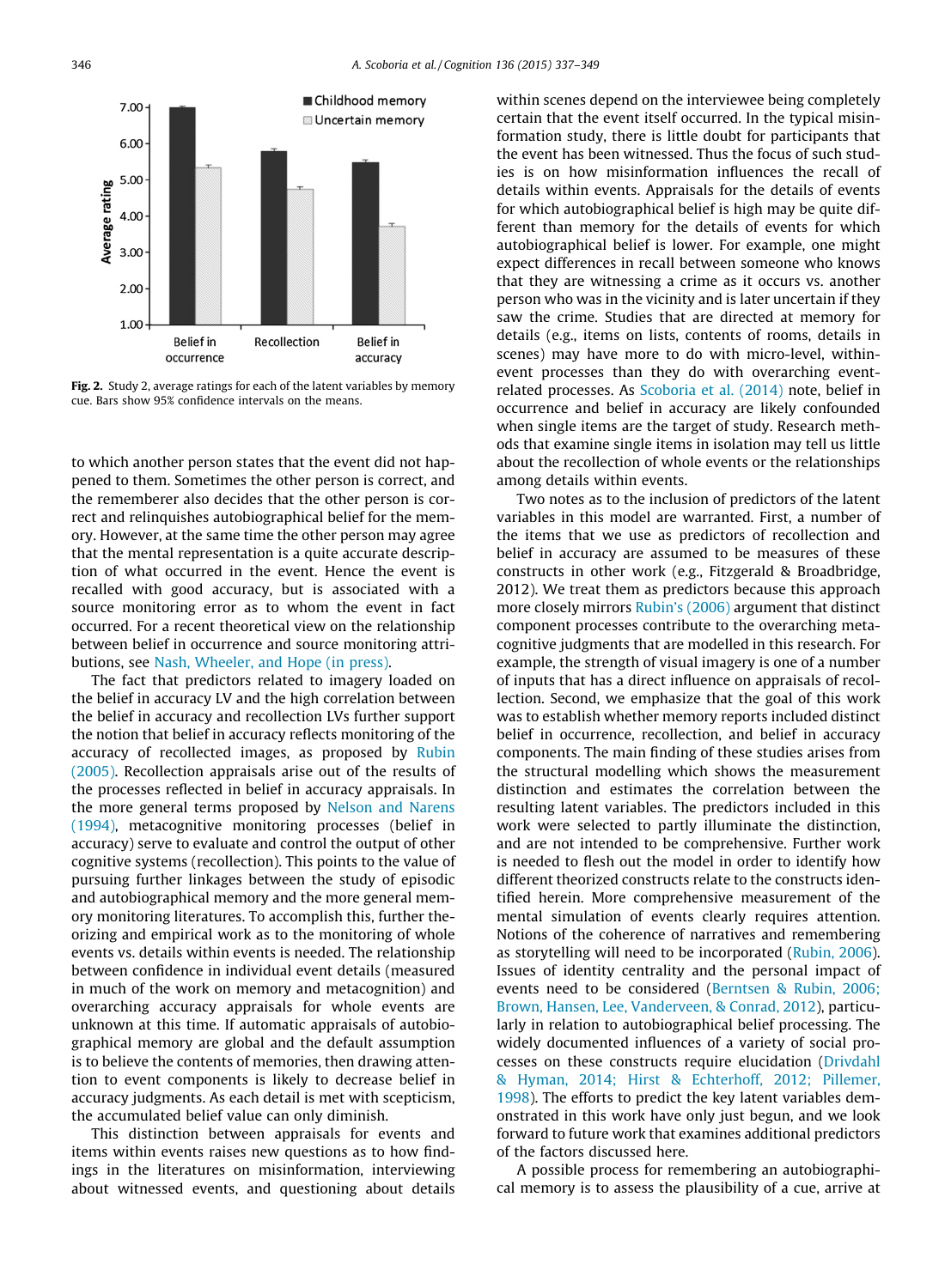Fig. 2. Study 2, average ratings for each of the latent variables by memory cue. Bars show 95% confidence intervals on the means.

to which another person states that the event did not happened to them. Sometimes the other person is correct, and the rememberer also decides that the other person is correct and relinquishes autobiographical belief for the memory. However, at the same time the other person may agree that the mental representation is a quite accurate description of what occurred in the event. Hence the event is recalled with good accuracy, but is associated with a source monitoring error as to whom the event in fact occurred. For a recent theoretical view on the relationship between belief in occurrence and source monitoring attributions, see Nash, Wheeler, and Hope (in press).

The fact that predictors related to imagery loaded on the belief in accuracy LV and the high correlation between the belief in accuracy and recollection LVs further support the notion that belief in accuracy reflects monitoring of the accuracy of recollected images, as proposed by Rubin (2005). Recollection appraisals arise out of the results of the processes reflected in belief in accuracy appraisals. In the more general terms proposed by Nelson and Narens (1994), metacognitive monitoring processes (belief in accuracy) serve to evaluate and control the output of other cognitive systems (recollection). This points to the value of pursuing further linkages between the study of episodic and autobiographical memory and the more general memory monitoring literatures. To accomplish this, further theorizing and empirical work as to the monitoring of whole events vs. details within events is needed. The relationship between confidence in individual event details (measured in much of the work on memory and metacognition) and overarching accuracy appraisals for whole events are unknown at this time. If automatic appraisals of autobiographical memory are global and the default assumption is to believe the contents of memories, then drawing attention to event components is likely to decrease belief in accuracy judgments. As each detail is met with scepticism, the accumulated belief value can only diminish.

This distinction between appraisals for events and items within events raises new questions as to how findings in the literatures on misinformation, interviewing about witnessed events, and questioning about details within scenes depend on the interviewee being completely certain that the event itself occurred. In the typical misinformation study, there is little doubt for participants that the event has been witnessed. Thus the focus of such studies is on how misinformation influences the recall of details within events. Appraisals for the details of events for which autobiographical belief is high may be quite different than memory for the details of events for which autobiographical belief is lower. For example, one might expect differences in recall between someone who knows that they are witnessing a crime as it occurs vs. another person who was in the vicinity and is later uncertain if they saw the crime. Studies that are directed at memory for details (e.g., items on lists, contents of rooms, details in scenes) may have more to do with micro-level, within-event processes than they do with overarching event-related processes. As Scoboria et al. (2014) note, belief in occurrence and belief in accuracy are likely confounded when single items are the target of study. Research methods that examine single items in isolation may tell us little about the recollection of whole events or the relationships among details within events.

Two notes as to the inclusion of predictors of the latent variables in this model are warranted. First, a number of the items that we use as predictors of recollection and belief in accuracy are assumed to be measures of these constructs in other work (e.g., Fitzgerald & Broadbridge, 2012). We treat them as predictors because this approach more closely mirrors Rubin's (2006) argument that distinct component processes contribute to the overarching metacognitive judgments that are modelled in this research. For example, the strength of visual imagery is one of a number of inputs that has a direct influence on appraisals of recollection. Second, we emphasize that the goal of this work was to establish whether memory reports included distinct belief in occurrence, recollection, and belief in accuracy components. The main finding of these studies arises from the structural modelling which shows the measurement distinction and estimates the correlation between the resulting latent variables. The predictors included in this work were selected to partly illuminate the distinction, and are not intended to be comprehensive. Further work is needed to flesh out the model in order to identify how different theorized constructs relate to the constructs identified herein. More comprehensive measurement of the mental simulation of events clearly requires attention. Notions of the coherence of narratives and remembering as storytelling will need to be incorporated (Rubin, 2006). Issues of identity centrality and the personal impact of events need to be considered (Berntsen & Rubin, 2006; Brown, Hansen, Lee, Vanderveen, & Conrad, 2012), particularly in relation to autobiographical belief processing. The widely documented influences of a variety of social processes on these constructs require elucidation (Drivdahl & Hyman, 2014; Hirst & Echterhoff, 2012; Pillemer, 1998). The efforts to predict the key latent variables demonstrated in this work have only just begun, and we look forward to future work that examines additional predictors of the factors discussed here.

A possible process for remembering an autobiographical memory is to assess the plausibility of a cue, arrive at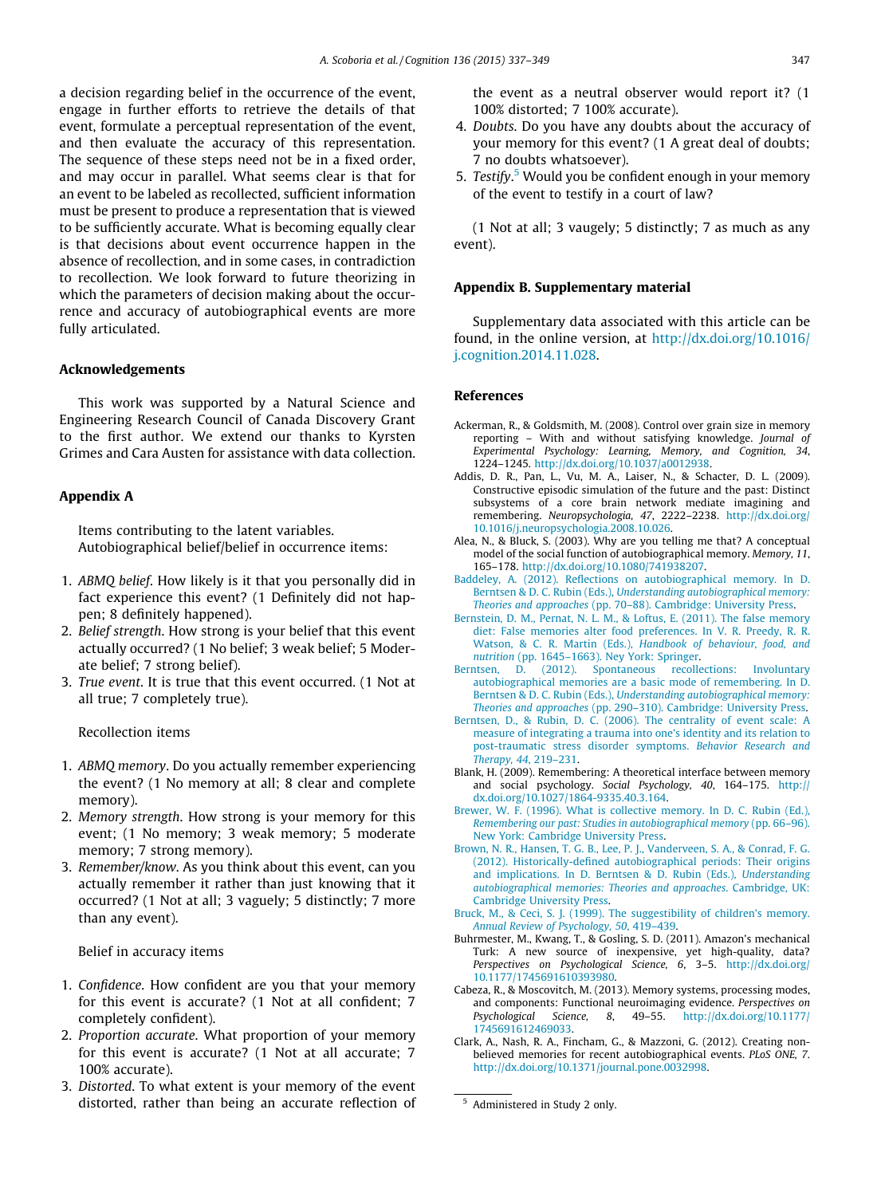a decision regarding belief in the occurrence of the event, engage in further efforts to retrieve the details of that event, formulate a perceptual representation of the event, and then evaluate the accuracy of this representation. The sequence of these steps need not be in a fixed order, and may occur in parallel. What seems clear is that for an event to be labeled as recollected, sufficient information must be present to produce a representation that is viewed to be sufficiently accurate. What is becoming equally clear is that decisions about event occurrence happen in the absence of recollection, and in some cases, in contradiction to recollection. We look forward to future theorizing in which the parameters of decision making about the occurrence and accuracy of autobiographical events are more fully articulated.

## Acknowledgements

This work was supported by a Natural Science and Engineering Research Council of Canada Discovery Grant to the first author. We extend our thanks to Kyrsten Grimes and Cara Austen for assistance with data collection.

## Appendix A

Items contributing to the latent variables.
Autobiographical belief/belief in occurrence items:

1. *ABMQ belief*. How likely is it that you personally did in fact experience this event? (1 Definitely did not happen; 8 definitely happened).
2. *Belief strength*. How strong is your belief that this event actually occurred? (1 No belief; 3 weak belief; 5 Moderate belief; 7 strong belief).
3. *True event*. It is true that this event occurred. (1 Not at all true; 7 completely true).

Recollection items

1. *ABMQ memory*. Do you actually remember experiencing the event? (1 No memory at all; 8 clear and complete memory).
2. *Memory strength*. How strong is your memory for this event; (1 No memory; 3 weak memory; 5 moderate memory; 7 strong memory).
3. *Remember/know*. As you think about this event, can you actually remember it rather than just knowing that it occurred? (1 Not at all; 3 vaguely; 5 distinctly; 7 more than any event).

Belief in accuracy items

1. *Confidence*. How confident are you that your memory for this event is accurate? (1 Not at all confident; 7 completely confident).
2. *Proportion accurate*. What proportion of your memory for this event is accurate? (1 Not at all accurate; 7 100% accurate).
3. *Distorted*. To what extent is your memory of the event distorted, rather than being an accurate reflection of the event as a neutral observer would report it? (1 100% distorted; 7 100% accurate).
4. *Doubts*. Do you have any doubts about the accuracy of your memory for this event? (1 A great deal of doubts; 7 no doubts whatsoever).
5. *Testify*.[5] Would you be confident enough in your memory of the event to testify in a court of law?

(1 Not at all; 3 vaugely; 5 distinctly; 7 as much as any event).

## Appendix B. Supplementary material

Supplementary data associated with this article can be found, in the online version, at http://dx.doi.org/10.1016/j.cognition.2014.11.028.

## References

Ackerman, R., & Goldsmith, M. (2008). Control over grain size in memory reporting – With and without satisfying knowledge. *Journal of Experimental Psychology: Learning, Memory, and Cognition, 34*, 1224–1245. http://dx.doi.org/10.1037/a0012938.

Addis, D. R., Pan, L., Vu, M. A., Laiser, N., & Schacter, D. L. (2009). Constructive episodic simulation of the future and the past: Distinct subsystems of a core brain network mediate imagining and remembering. *Neuropsychologia, 47*, 2222–2238. http://dx.doi.org/10.1016/j.neuropsychologia.2008.10.026.

Alea, N., & Bluck, S. (2003). Why are you telling me that? A conceptual model of the social function of autobiographical memory. *Memory, 11*, 165–178. http://dx.doi.org/10.1080/741938207.

Baddeley, A. (2012). Reflections on autobiographical memory. In D. Berntsen & D. C. Rubin (Eds.), *Understanding autobiographical memory: Theories and approaches* (pp. 70–88). Cambridge: University Press.

Bernstein, D. M., Pernat, N. L. M., & Loftus, E. (2011). The false memory diet: False memories alter food preferences. In V. R. Preedy, R. R. Watson, & C. R. Martin (Eds.), *Handbook of behaviour, food, and nutrition* (pp. 1645–1663). Ney York: Springer.

Berntsen, D. (2012). Spontaneous recollections: Involuntary autobiographical memories are a basic mode of remembering. In D. Berntsen & D. C. Rubin (Eds.), *Understanding autobiographical memory: Theories and approaches* (pp. 290–310). Cambridge: University Press.

Berntsen, D., & Rubin, D. C. (2006). The centrality of event scale: A measure of integrating a trauma into one's identity and its relation to post-traumatic stress disorder symptoms. *Behavior Research and Therapy, 44*, 219–231.

Blank, H. (2009). Remembering: A theoretical interface between memory and social psychology. *Social Psychology, 40*, 164–175. http://dx.doi.org/10.1027/1864-9335.40.3.164.

Brewer, W. F. (1996). What is collective memory. In D. C. Rubin (Ed.), *Remembering our past: Studies in autobiographical memory* (pp. 66–96). New York: Cambridge University Press.

Brown, N. R., Hansen, T. G. B., Lee, P. J., Vanderveen, S. A., & Conrad, F. G. (2012). Historically-defined autobiographical periods: Their origins and implications. In D. Berntsen & D. Rubin (Eds.), *Understanding autobiographical memories: Theories and approaches*. Cambridge, UK: Cambridge University Press.

Bruck, M., & Ceci, S. J. (1999). The suggestibility of children's memory. *Annual Review of Psychology, 50*, 419–439.

Buhrmester, M., Kwang, T., & Gosling, S. D. (2011). Amazon's mechanical Turk: A new source of inexpensive, yet high-quality, data? *Perspectives on Psychological Science, 6*, 3–5. http://dx.doi.org/10.1177/1745691610393980.

Cabeza, R., & Moscovitch, M. (2013). Memory systems, processing modes, and components: Functional neuroimaging evidence. *Perspectives on Psychological Science, 8*, 49–55. http://dx.doi.org/10.1177/1745691612469033.

Clark, A., Nash, R. A., Fincham, G., & Mazzoni, G. (2012). Creating non-believed memories for recent autobiographical events. *PLoS ONE, 7*. http://dx.doi.org/10.1371/journal.pone.0032998.

[5] Administered in Study 2 only.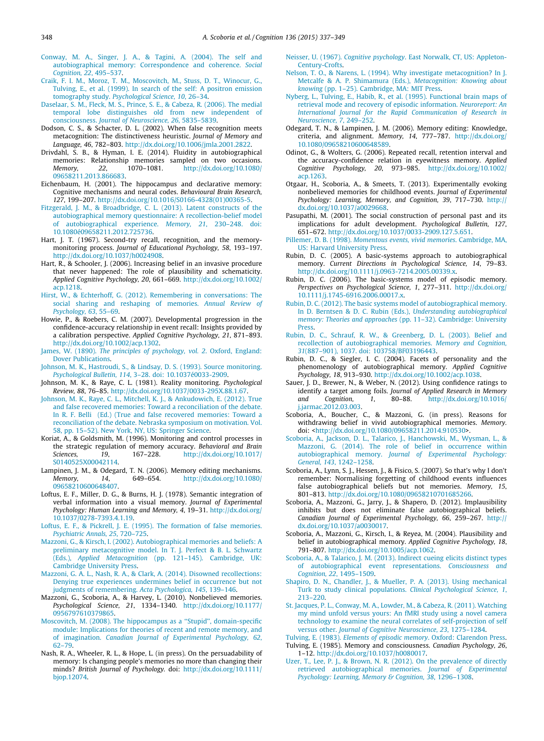Conway, M. A., Singer, J. A., & Tagini, A. (2004). The self and autobiographical memory: Correspondence and coherence. *Social Cognition, 22*, 495–537.

Craik, F. I. M., Moroz, T. M., Moscovitch, M., Stuss, D. T., Winocur, G., Tulving, E., et al. (1999). In search of the self: A positron emission tomography study. *Psychological Science, 10*, 26–34.

Daselaar, S. M., Fleck, M. S., Prince, S. E., & Cabeza, R. (2006). The medial temporal lobe distinguishes old from new independent of consciousness. *Journal of Neuroscience, 26*, 5835–5839.

Dodson, C. S., & Schacter, D. L. (2002). When false recognition meets metacognition: The distinctiveness heuristic. *Journal of Memory and Language, 46*, 782–803. http://dx.doi.org/10.1006/jmla.2001.2822.

Drivdahl, S. B., & Hyman, I. E. (2014). Fluidity in autobiographical memories: Relationship memories sampled on two occasions. *Memory, 22*, 1070–1081. http://dx.doi.org/10.1080/09658211.2013.866683.

Eichenbaum, H. (2001). The hippocampus and declarative memory: Cognitive mechanisms and neural codes. *Behavioural Brain Research, 127*, 199–207. http://dx.doi.org/10.1016/S0166-4328(01)00365-5.

Fitzgerald, J. M., & Broadbridge, C. L. (2013). Latent constructs of the autobiographical memory questionnaire: A recollection-belief model of autobiographical experience. *Memory, 21*, 230–248. doi: 10.1080é09658211.2012.725736.

Hart, J. T. (1967). Second-try recall, recognition, and the memory-monitoring process. *Journal of Educational Psychology, 58*, 193–197. http://dx.doi.org/10.1037/h0024908.

Hart, R., & Schooler, J. (2006). Increasing belief in an invasive procedure that never happened: The role of plausibility and schematicity. *Applied Cognitive Psychology, 20*, 661–669. http://dx.doi.org/10.1002/acp.1218.

Hirst, W., & Echterhoff, G. (2012). Remembering in conversations: The social sharing and reshaping of memories. *Annual Review of Psychology, 63*, 55–69.

Howie, P., & Roebers, C. M. (2007). Developmental progression in the confidence-accuracy relationship in event recall: Insights provided by a calibration perspective. *Applied Cognitive Psychology, 21*, 871–893. http://dx.doi.org/10.1002/acp.1302.

James, W. (1890). *The principles of psychology, vol. 2*. Oxford, England: Dover Publications.

Johnson, M. K., Hastroudi, S., & Lindsay, D. S. (1993). Source monitoring. *Psychological Bulletin, 114*, 3–28. doi: 10.1037é0033-2909.

Johnson, M. K., & Raye, C. L. (1981). Reality monitoring. *Psychological Review, 88*, 76–85. http://dx.doi.org/10.1037/0033-295X.88.1.67.

Johnson, M. K., Raye, C. L., Mitchell, K. J., & Ankudowich, E. (2012). True and false recovered memories: Toward a reconciliation of the debate. In R. F. Belli (Ed.) (True and false recovered memories: Toward a reconciliation of the debate. Nebraska symposium on motivation. Vol. 58, pp. 15–52). New York, NY, US: Springer Science.

Koriat, A., & Goldsmith, M. (1996). Monitoring and control processes in the strategic regulation of memory accuracy. *Behavioral and Brain Sciences, 19*, 167–228. http://dx.doi.org/10.1017/S0140525X00042114.

Lampinen, J. M., & Odegard, T. N. (2006). Memory editing mechanisms. *Memory, 14*, 649–654. http://dx.doi.org/10.1080/09658210600648407.

Loftus, E. F., Miller, D. G., & Burns, H. J. (1978). Semantic integration of verbal information into a visual memory. *Journal of Experimental Psychology: Human Learning and Memory, 4*, 19–31. http://dx.doi.org/10.1037/0278-7393.4.1.19.

Loftus, E. F., & Pickrell, J. E. (1995). The formation of false memories. *Psychiatric Annals, 25*, 720–725.

Mazzoni, G., & Kirsch, I. (2002). Autobiographical memories and beliefs: A preliminary metacognitive model. In T. J. Perfect & B. L. Schwartz (Eds.), *Applied Metacognition* (pp. 121–145). Cambridge, UK: Cambridge University Press.

Mazzoni, G. A. L., Nash, R. A., & Clark, A. (2014). Disowned recollections: Denying true experiences undermines belief in occurrence but not judgments of remembering. *Acta Psychologica, 145*, 139–146.

Mazzoni, G., Scoboria, A., & Harvey, L. (2010). Nonbelieved memories. *Psychological Science, 21*, 1334–1340. http://dx.doi.org/10.1177/0956797610379865.

Moscovitch, M. (2008). The hippocampus as a "Stupid", domain-specific module: Implications for theories of recent and remote memory, and of imagination. *Canadian Journal of Experimental Psychology, 62*, 62–79.

Nash, R. A., Wheeler, R. L., & Hope, L. (in press). On the persuadability of memory: Is changing people's memories no more than changing their minds? *British Journal of Psychology*. doi: http://dx.doi.org/10.1111/bjop.12074.

Neisser, U. (1967). *Cognitive psychology*. East Norwalk, CT, US: Appleton-Century-Crofts.

Nelson, T. O., & Narens, L. (1994). Why investigate metacognition? In J. Metcalfe & A. P. Shimamura (Eds.), *Metacognition: Knowing about knowing* (pp. 1–25). Cambridge, MA: MIT Press.

Nyberg, L., Tulving, E., Habib, R., et al. (1995). Functional brain maps of retrieval mode and recovery of episodic information. *Neuroreport: An International Journal for the Rapid Communication of Research in Neuroscience, 7*, 249–252.

Odegard, T. N., & Lampinen, J. M. (2006). Memory editing: Knowledge, criteria, and alignment. *Memory, 14*, 777–787. http://dx.doi.org/10.1080/09658210600648589.

Odinot, G., & Wolters, G. (2006). Repeated recall, retention interval and the accuracy-confidence relation in eyewitness memory. *Applied Cognitive Psychology, 20*, 973–985. http://dx.doi.org/10.1002/acp.1263.

Otgaar, H., Scoboria, A., & Smeets, T. (2013). Experimentally evoking nonbelieved memories for childhood events. *Journal of Experimental Psychology: Learning, Memory, and Cognition, 39*, 717–730. http://dx.doi.org/10.1037/a0029668.

Pasupathi, M. (2001). The social construction of personal past and its implications for adult development. *Psychological Bulletin, 127*, 651–672. http://dx.doi.org/10.1037/0033-2909.127.5.651.

Pillemer, D. B. (1998). *Momentous events, vivid memories*. Cambridge, MA, US: Harvard University Press.

Rubin, D. C. (2005). A basic-systems approach to autobiographical memory. *Current Directions in Psychological Science, 14*, 79–83. http://dx.doi.org/10.1111/j.0963-7214.2005.00339.x.

Rubin, D. C. (2006). The basic-systems model of episodic memory. *Perspectives on Psychological Science, 1*, 277–311. http://dx.doi.org/10.1111/j.1745-6916.2006.00017.x.

Rubin, D. C. (2012). The basic systems model of autobiographical memory. In D. Berntsen & D. C. Rubin (Eds.), *Understanding autobiographical memory: Theories and approaches* (pp. 11–32). Cambridge: University Press.

Rubin, D. C., Schrauf, R. W., & Greenberg, D. L. (2003). Belief and recollection of autobiographical memories. *Memory and Cognition, 31*(887–901), 1037. doi: 103758/BF03196443.

Rubin, D. C., & Siegler, I. C. (2004). Facets of personality and the phenomenology of autobiographical memory. *Applied Cognitive Psychology, 18*, 913–930. http://dx.doi.org/10.1002/acp.1038.

Sauer, J. D., Brewer, N., & Weber, N. (2012). Using confidence ratings to identify a target among foils. *Journal of Applied Research in Memory and Cognition, 1*, 80–88. http://dx.doi.org/10.1016/j.jarmac.2012.03.003.

Scoboria, A., Boucher, C., & Mazzoni, G. (in press). Reasons for withdrawing belief in vivid autobiographical memories. *Memory*. doi: <http://dx.doi.org/10.1080/09658211.2014.910530>.

Scoboria, A., Jackson, D. L., Talarico, J., Hanchowski, M., Wysman, L., & Mazzoni, G. (2014). The role of belief in occurrence within autobiographical memory. *Journal of Experimental Psychology: General, 143*, 1242–1258.

Scoboria, A., Lynn, S. J., Hessen, J., & Fisico, S. (2007). So that's why I don't remember: Normalising forgetting of childhood events influences false autobiographical beliefs but not memories. *Memory, 15*, 801–813. http://dx.doi.org/10.1080/09658210701685266.

Scoboria, A., Mazzoni, G., Jarry, J., & Shapero, D. (2012). Implausibility inhibits but does not eliminate false autobiographical beliefs. *Canadian Journal of Experimental Psychology, 66*, 259–267. http://dx.doi.org/10.1037/a0030017.

Scoboria, A., Mazzoni, G., Kirsch, I., & Reyea, M. (2004). Plausibility and belief in autobiographical memory. *Applied Cognitive Psychology, 18*, 791–807. http://dx.doi.org/10.1005/acp.1062.

Scoboria, A., & Talarico, J. M. (2013). Indirect cueing elicits distinct types of autobiographical event representations. *Consciousness and Cognition, 22*, 1495–1509.

Shapiro, D. N., Chandler, J., & Mueller, P. A. (2013). Using mechanical Turk to study clinical populations. *Clinical Psychological Science, 1*, 213–220.

St. Jacques, P. L., Conway, M. A., Lowder, M., & Cabeza, R. (2011). Watching my mind unfold versus yours: An fMRI study using a novel camera technology to examine the neural correlates of self-projection of self versus other. *Journal of Cognitive Neuroscience, 23*, 1275–1284.

Tulving, E. (1983). *Elements of episodic memory*. Oxford: Clarendon Press.

Tulving, E. (1985). Memory and consciousness. *Canadian Psychology, 26*, 1–12. http://dx.doi.org/10.1037/h0080017.

Uzer, T., Lee, P. J., & Brown, N. R. (2012). On the prevalence of directly retrieved autobiographical memories. *Journal of Experimental Psychology: Learning, Memory & Cognition, 38*, 1296–1308.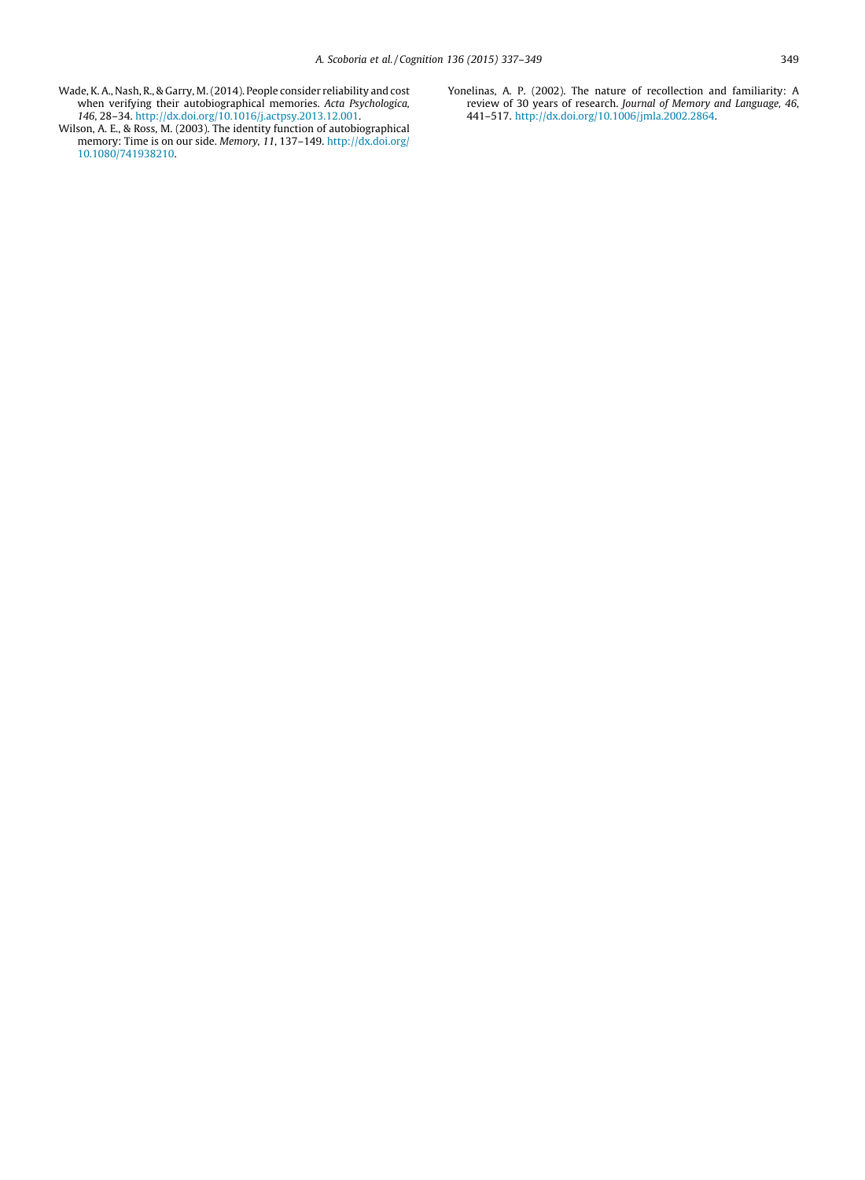Wade, K. A., Nash, R., & Garry, M. (2014). People consider reliability and cost when verifying their autobiographical memories. *Acta Psychologica, 146*, 28–34. http://dx.doi.org/10.1016/j.actpsy.2013.12.001.

Wilson, A. E., & Ross, M. (2003). The identity function of autobiographical memory: Time is on our side. *Memory, 11*, 137–149. http://dx.doi.org/10.1080/741938210.

Yonelinas, A. P. (2002). The nature of recollection and familiarity: A review of 30 years of research. *Journal of Memory and Language, 46*, 441–517. http://dx.doi.org/10.1006/jmla.2002.2864.